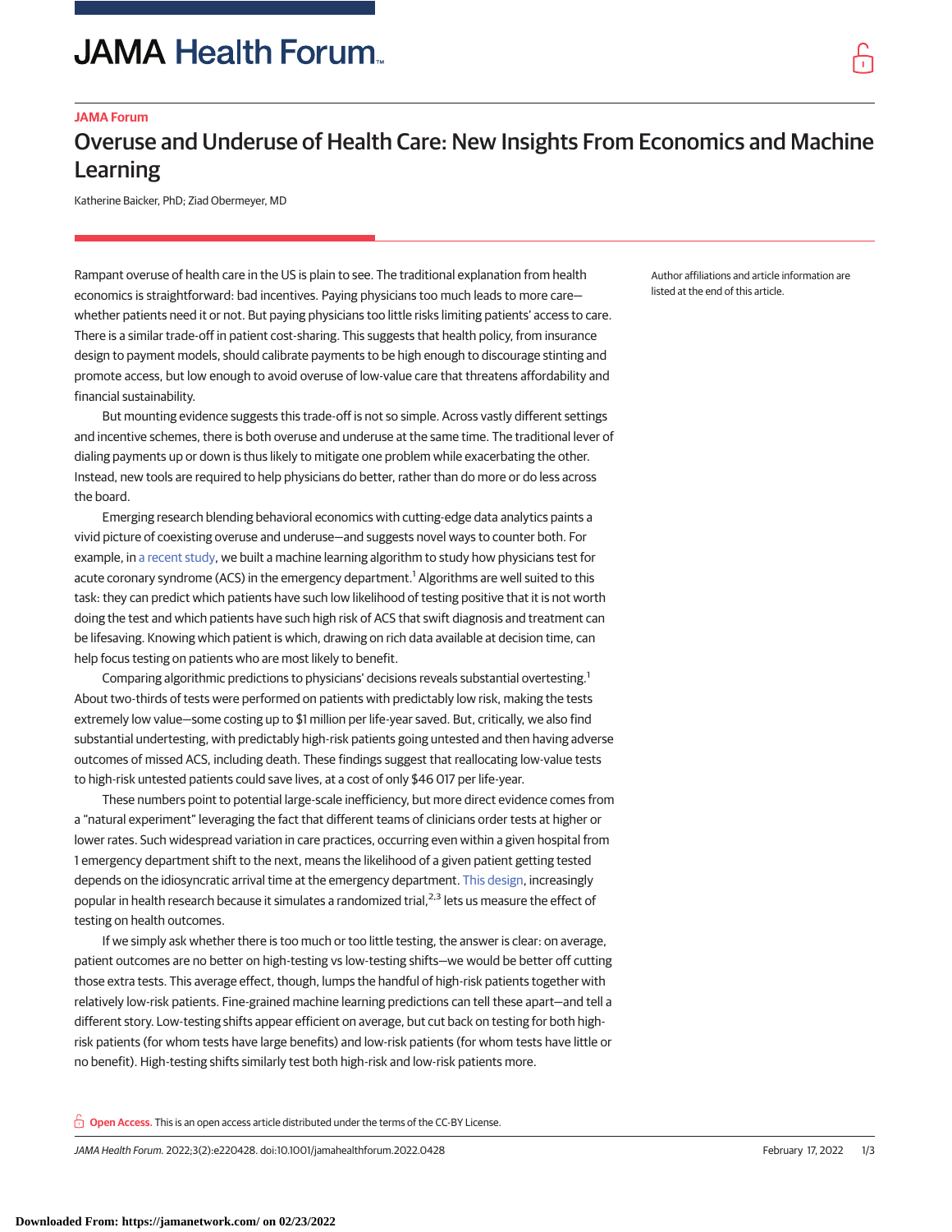JAMA Forum

# Overuse and Underuse of Health Care: New Insights From Economics and Machine Learning

Katherine Baicker, PhD; Ziad Obermeyer, MD

Author affiliations and article information are listed at the end of this article.

Rampant overuse of health care in the US is plain to see. The traditional explanation from health economics is straightforward: bad incentives. Paying physicians too much leads to more care—whether patients need it or not. But paying physicians too little risks limiting patients' access to care. There is a similar trade-off in patient cost-sharing. This suggests that health policy, from insurance design to payment models, should calibrate payments to be high enough to discourage stinting and promote access, but low enough to avoid overuse of low-value care that threatens affordability and financial sustainability.

But mounting evidence suggests this trade-off is not so simple. Across vastly different settings and incentive schemes, there is both overuse and underuse at the same time. The traditional lever of dialing payments up or down is thus likely to mitigate one problem while exacerbating the other. Instead, new tools are required to help physicians do better, rather than do more or do less across the board.

Emerging research blending behavioral economics with cutting-edge data analytics paints a vivid picture of coexisting overuse and underuse—and suggests novel ways to counter both. For example, in a recent study, we built a machine learning algorithm to study how physicians test for acute coronary syndrome (ACS) in the emergency department.[1] Algorithms are well suited to this task: they can predict which patients have such low likelihood of testing positive that it is not worth doing the test and which patients have such high risk of ACS that swift diagnosis and treatment can be lifesaving. Knowing which patient is which, drawing on rich data available at decision time, can help focus testing on patients who are most likely to benefit.

Comparing algorithmic predictions to physicians' decisions reveals substantial overtesting.[1] About two-thirds of tests were performed on patients with predictably low risk, making the tests extremely low value—some costing up to $1 million per life-year saved. But, critically, we also find substantial undertesting, with predictably high-risk patients going untested and then having adverse outcomes of missed ACS, including death. These findings suggest that reallocating low-value tests to high-risk untested patients could save lives, at a cost of only $46 017 per life-year.

These numbers point to potential large-scale inefficiency, but more direct evidence comes from a "natural experiment" leveraging the fact that different teams of clinicians order tests at higher or lower rates. Such widespread variation in care practices, occurring even within a given hospital from 1 emergency department shift to the next, means the likelihood of a given patient getting tested depends on the idiosyncratic arrival time at the emergency department. This design, increasingly popular in health research because it simulates a randomized trial,[2,3] lets us measure the effect of testing on health outcomes.

If we simply ask whether there is too much or too little testing, the answer is clear: on average, patient outcomes are no better on high-testing vs low-testing shifts—we would be better off cutting those extra tests. This average effect, though, lumps the handful of high-risk patients together with relatively low-risk patients. Fine-grained machine learning predictions can tell these apart—and tell a different story. Low-testing shifts appear efficient on average, but cut back on testing for both high-risk patients (for whom tests have large benefits) and low-risk patients (for whom tests have little or no benefit). High-testing shifts similarly test both high-risk and low-risk patients more.

**Open Access.** This is an open access article distributed under the terms of the CC-BY License.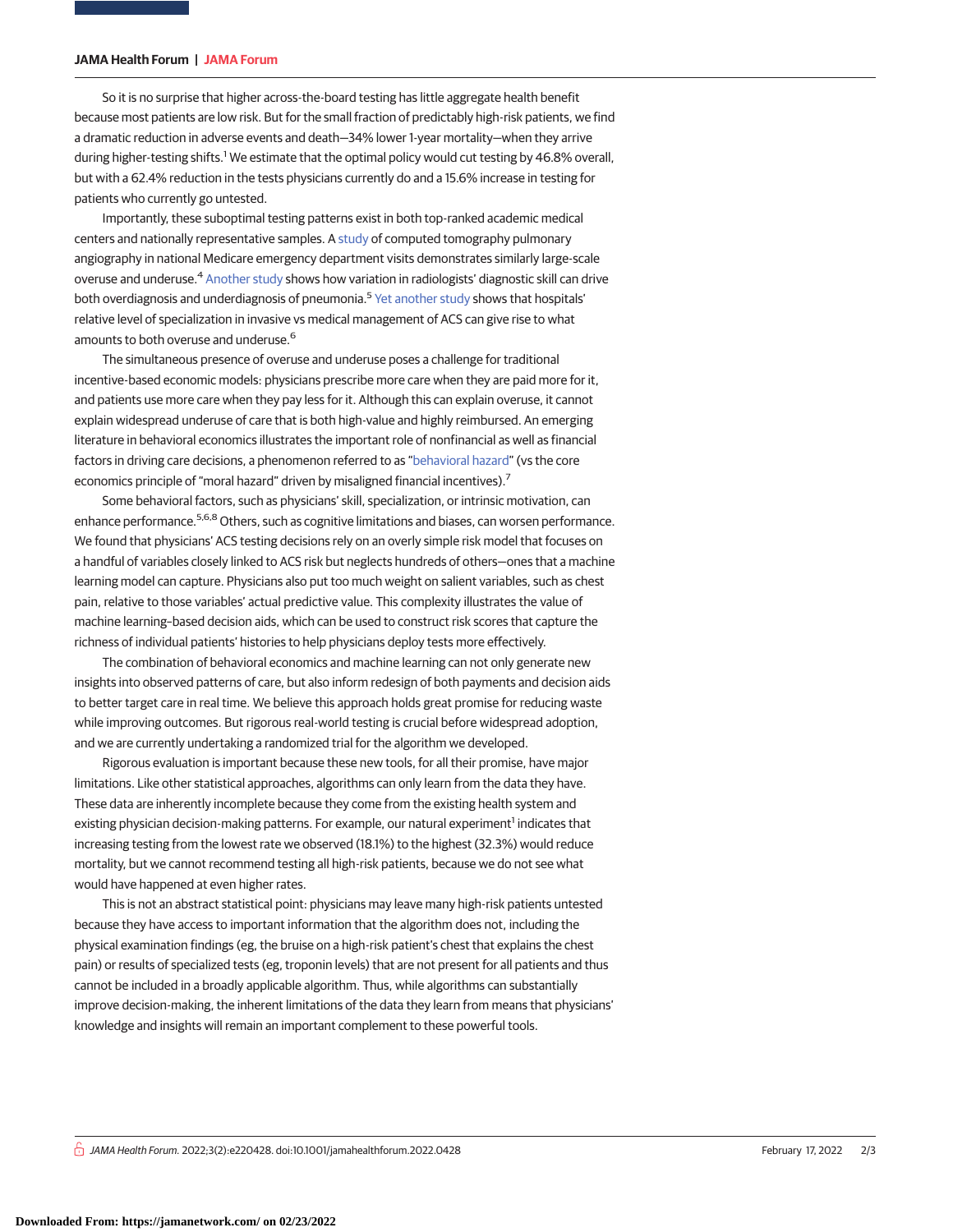So it is no surprise that higher across-the-board testing has little aggregate health benefit because most patients are low risk. But for the small fraction of predictably high-risk patients, we find a dramatic reduction in adverse events and death—34% lower 1-year mortality—when they arrive during higher-testing shifts.[1] We estimate that the optimal policy would cut testing by 46.8% overall, but with a 62.4% reduction in the tests physicians currently do and a 15.6% increase in testing for patients who currently go untested.

Importantly, these suboptimal testing patterns exist in both top-ranked academic medical centers and nationally representative samples. A study of computed tomography pulmonary angiography in national Medicare emergency department visits demonstrates similarly large-scale overuse and underuse.[4] Another study shows how variation in radiologists' diagnostic skill can drive both overdiagnosis and underdiagnosis of pneumonia.[5] Yet another study shows that hospitals' relative level of specialization in invasive vs medical management of ACS can give rise to what amounts to both overuse and underuse.[6]

The simultaneous presence of overuse and underuse poses a challenge for traditional incentive-based economic models: physicians prescribe more care when they are paid more for it, and patients use more care when they pay less for it. Although this can explain overuse, it cannot explain widespread underuse of care that is both high-value and highly reimbursed. An emerging literature in behavioral economics illustrates the important role of nonfinancial as well as financial factors in driving care decisions, a phenomenon referred to as "behavioral hazard" (vs the core economics principle of "moral hazard" driven by misaligned financial incentives).[7]

Some behavioral factors, such as physicians' skill, specialization, or intrinsic motivation, can enhance performance.[5,6,8] Others, such as cognitive limitations and biases, can worsen performance. We found that physicians' ACS testing decisions rely on an overly simple risk model that focuses on a handful of variables closely linked to ACS risk but neglects hundreds of others—ones that a machine learning model can capture. Physicians also put too much weight on salient variables, such as chest pain, relative to those variables' actual predictive value. This complexity illustrates the value of machine learning–based decision aids, which can be used to construct risk scores that capture the richness of individual patients' histories to help physicians deploy tests more effectively.

The combination of behavioral economics and machine learning can not only generate new insights into observed patterns of care, but also inform redesign of both payments and decision aids to better target care in real time. We believe this approach holds great promise for reducing waste while improving outcomes. But rigorous real-world testing is crucial before widespread adoption, and we are currently undertaking a randomized trial for the algorithm we developed.

Rigorous evaluation is important because these new tools, for all their promise, have major limitations. Like other statistical approaches, algorithms can only learn from the data they have. These data are inherently incomplete because they come from the existing health system and existing physician decision-making patterns. For example, our natural experiment[1] indicates that increasing testing from the lowest rate we observed (18.1%) to the highest (32.3%) would reduce mortality, but we cannot recommend testing all high-risk patients, because we do not see what would have happened at even higher rates.

This is not an abstract statistical point: physicians may leave many high-risk patients untested because they have access to important information that the algorithm does not, including the physical examination findings (eg, the bruise on a high-risk patient's chest that explains the chest pain) or results of specialized tests (eg, troponin levels) that are not present for all patients and thus cannot be included in a broadly applicable algorithm. Thus, while algorithms can substantially improve decision-making, the inherent limitations of the data they learn from means that physicians' knowledge and insights will remain an important complement to these powerful tools.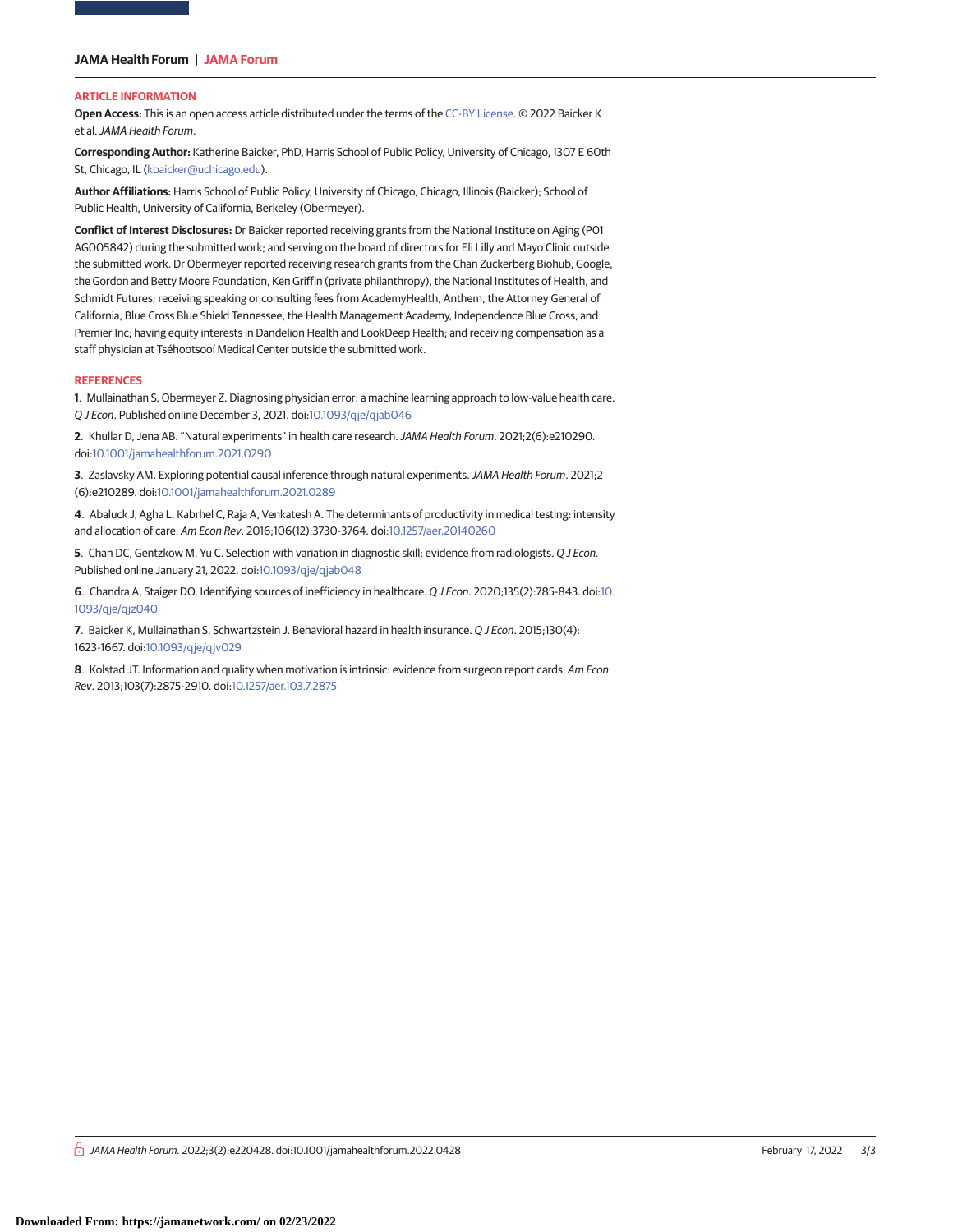## ARTICLE INFORMATION

**Open Access:** This is an open access article distributed under the terms of the CC-BY License. © 2022 Baicker K et al. *JAMA Health Forum*.

**Corresponding Author:** Katherine Baicker, PhD, Harris School of Public Policy, University of Chicago, 1307 E 60th St, Chicago, IL (kbaicker@uchicago.edu).

**Author Affiliations:** Harris School of Public Policy, University of Chicago, Chicago, Illinois (Baicker); School of Public Health, University of California, Berkeley (Obermeyer).

**Conflict of Interest Disclosures:** Dr Baicker reported receiving grants from the National Institute on Aging (P01 AG005842) during the submitted work; and serving on the board of directors for Eli Lilly and Mayo Clinic outside the submitted work. Dr Obermeyer reported receiving research grants from the Chan Zuckerberg Biohub, Google, the Gordon and Betty Moore Foundation, Ken Griffin (private philanthropy), the National Institutes of Health, and Schmidt Futures; receiving speaking or consulting fees from AcademyHealth, Anthem, the Attorney General of California, Blue Cross Blue Shield Tennessee, the Health Management Academy, Independence Blue Cross, and Premier Inc; having equity interests in Dandelion Health and LookDeep Health; and receiving compensation as a staff physician at Tséhootsooí Medical Center outside the submitted work.

## REFERENCES

1. Mullainathan S, Obermeyer Z. Diagnosing physician error: a machine learning approach to low-value health care. *Q J Econ*. Published online December 3, 2021. doi:10.1093/qje/qjab046

2. Khullar D, Jena AB. "Natural experiments" in health care research. *JAMA Health Forum*. 2021;2(6):e210290. doi:10.1001/jamahealthforum.2021.0290

3. Zaslavsky AM. Exploring potential causal inference through natural experiments. *JAMA Health Forum*. 2021;2(6):e210289. doi:10.1001/jamahealthforum.2021.0289

4. Abaluck J, Agha L, Kabrhel C, Raja A, Venkatesh A. The determinants of productivity in medical testing: intensity and allocation of care. *Am Econ Rev*. 2016;106(12):3730-3764. doi:10.1257/aer.20140260

5. Chan DC, Gentzkow M, Yu C. Selection with variation in diagnostic skill: evidence from radiologists. *Q J Econ*. Published online January 21, 2022. doi:10.1093/qje/qjab048

6. Chandra A, Staiger DO. Identifying sources of inefficiency in healthcare. *Q J Econ*. 2020;135(2):785-843. doi:10.1093/qje/qjz040

7. Baicker K, Mullainathan S, Schwartzstein J. Behavioral hazard in health insurance. *Q J Econ*. 2015;130(4):1623-1667. doi:10.1093/qje/qjv029

8. Kolstad JT. Information and quality when motivation is intrinsic: evidence from surgeon report cards. *Am Econ Rev*. 2013;103(7):2875-2910. doi:10.1257/aer.103.7.2875